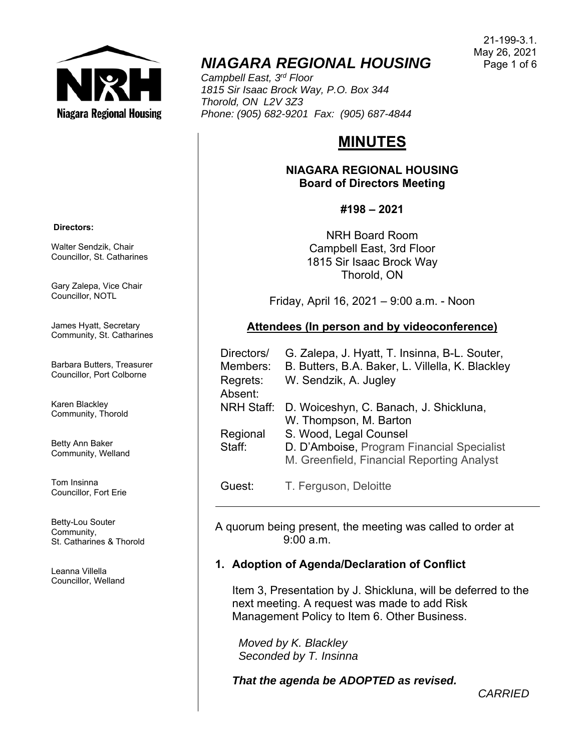21-199-3.1.
May 26, 2021

# *NIAGARA REGIONAL HOUSING*

*Campbell East, 3rd Floor*
*1815 Sir Isaac Brock Way, P.O. Box 344*
*Thorold, ON L2V 3Z3*
*Phone: (905) 682-9201 Fax: (905) 687-4844*

**Directors:**

Walter Sendzik, Chair
Councillor, St. Catharines

Gary Zalepa, Vice Chair
Councillor, NOTL

James Hyatt, Secretary
Community, St. Catharines

Barbara Butters, Treasurer
Councillor, Port Colborne

Karen Blackley
Community, Thorold

Betty Ann Baker
Community, Welland

Tom Insinna
Councillor, Fort Erie

Betty-Lou Souter
Community,
St. Catharines & Thorold

Leanna Villella
Councillor, Welland

# MINUTES

## NIAGARA REGIONAL HOUSING Board of Directors Meeting

**#198 – 2021**

NRH Board Room
Campbell East, 3rd Floor
1815 Sir Isaac Brock Way
Thorold, ON

Friday, April 16, 2021 – 9:00 a.m. - Noon

**Attendees (In person and by videoconference)**

| | |
|---|---|
| Directors/ Members: | G. Zalepa, J. Hyatt, T. Insinna, B-L. Souter, B. Butters, B.A. Baker, L. Villella, K. Blackley |
| Regrets: | W. Sendzik, A. Jugley |
| Absent: | |
| NRH Staff: | D. Woiceshyn, C. Banach, J. Shickluna, W. Thompson, M. Barton |
| Regional Staff: | S. Wood, Legal Counsel<br>D. D'Amboise, Program Financial Specialist<br>M. Greenfield, Financial Reporting Analyst |
| Guest: | T. Ferguson, Deloitte |

A quorum being present, the meeting was called to order at 9:00 a.m.

### 1. Adoption of Agenda/Declaration of Conflict

Item 3, Presentation by J. Shickluna, will be deferred to the next meeting. A request was made to add Risk Management Policy to Item 6. Other Business.

*Moved by K. Blackley*
*Seconded by T. Insinna*

***That the agenda be ADOPTED as revised.***

*CARRIED*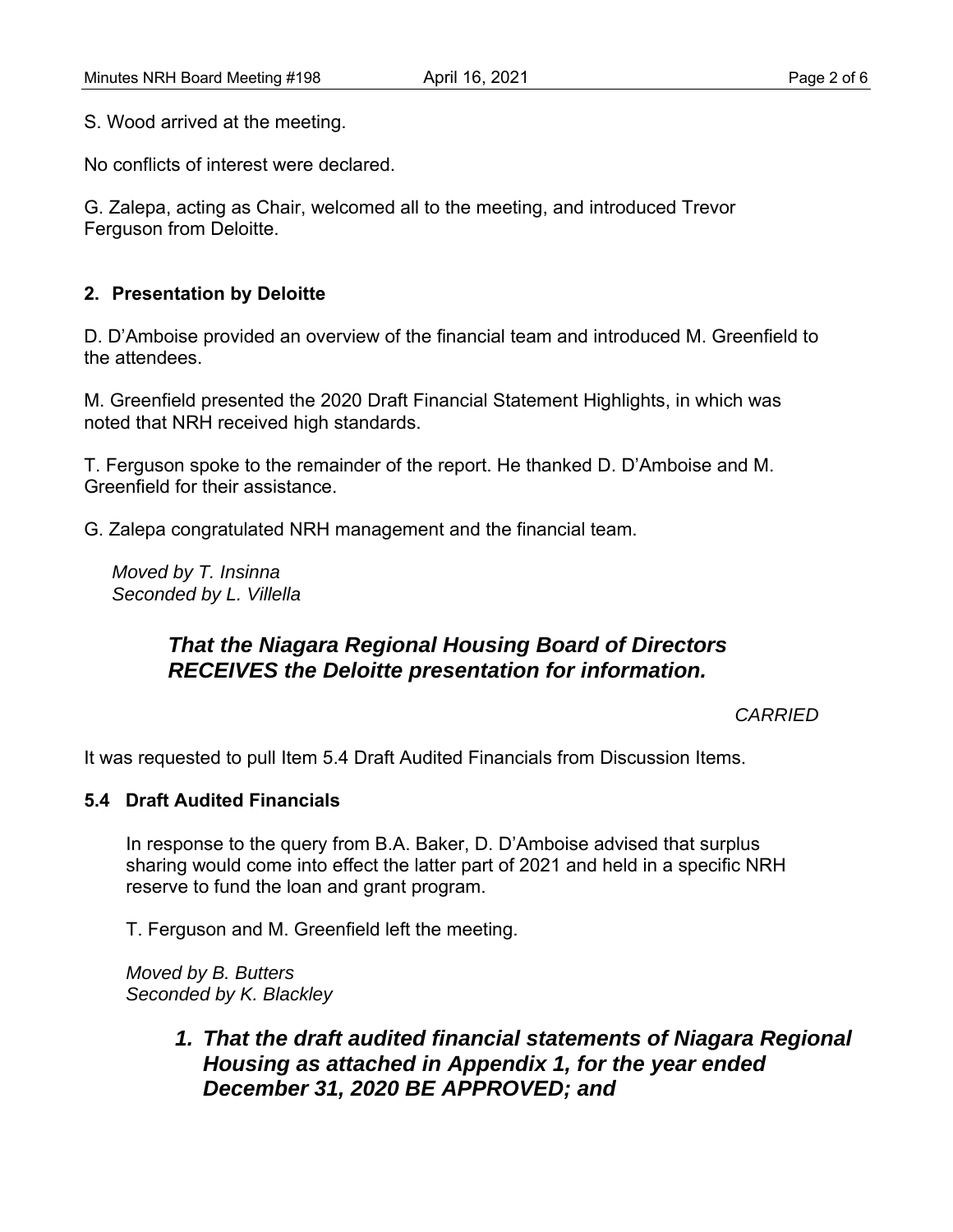S. Wood arrived at the meeting.

No conflicts of interest were declared.

G. Zalepa, acting as Chair, welcomed all to the meeting, and introduced Trevor Ferguson from Deloitte.

## 2. Presentation by Deloitte

D. D'Amboise provided an overview of the financial team and introduced M. Greenfield to the attendees.

M. Greenfield presented the 2020 Draft Financial Statement Highlights, in which was noted that NRH received high standards.

T. Ferguson spoke to the remainder of the report. He thanked D. D'Amboise and M. Greenfield for their assistance.

G. Zalepa congratulated NRH management and the financial team.

*Moved by T. Insinna*
*Seconded by L. Villella*

> ***That the Niagara Regional Housing Board of Directors RECEIVES the Deloitte presentation for information.***

*CARRIED*

It was requested to pull Item 5.4 Draft Audited Financials from Discussion Items.

### 5.4 Draft Audited Financials

In response to the query from B.A. Baker, D. D'Amboise advised that surplus sharing would come into effect the latter part of 2021 and held in a specific NRH reserve to fund the loan and grant program.

T. Ferguson and M. Greenfield left the meeting.

*Moved by B. Butters*
*Seconded by K. Blackley*

1. ***That the draft audited financial statements of Niagara Regional Housing as attached in Appendix 1, for the year ended December 31, 2020 BE APPROVED; and***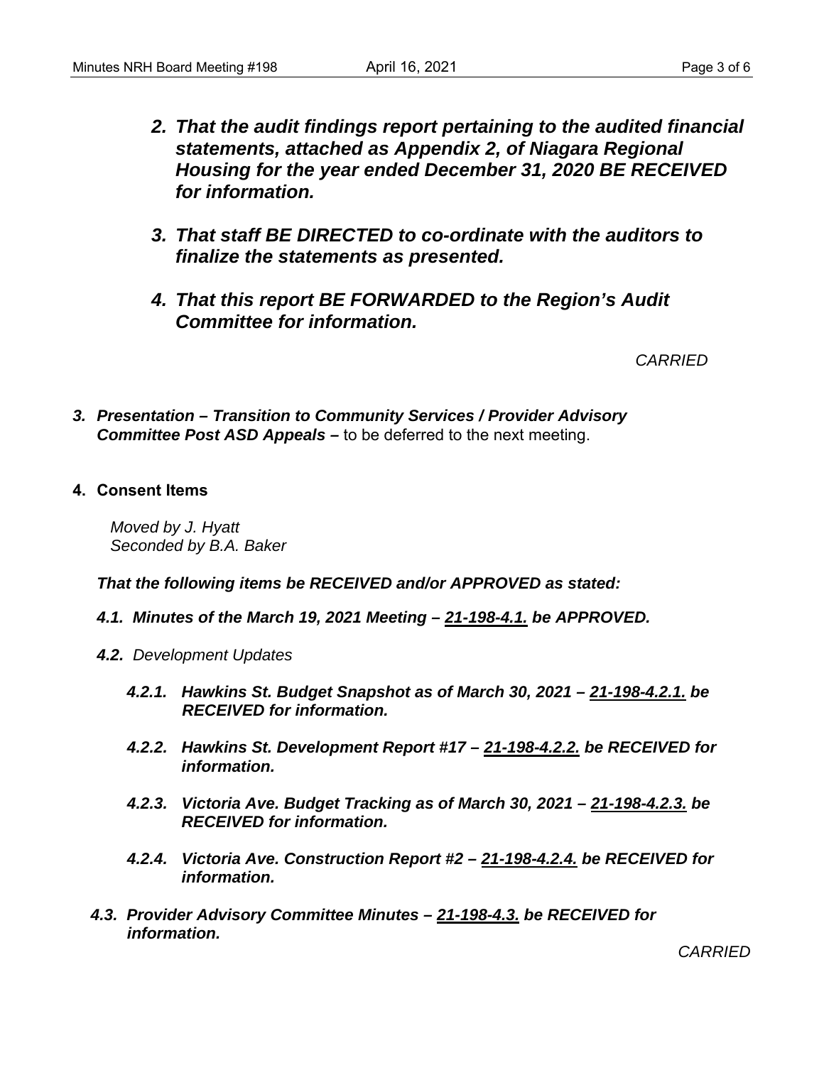2. ***That the audit findings report pertaining to the audited financial statements, attached as Appendix 2, of Niagara Regional Housing for the year ended December 31, 2020 BE RECEIVED for information.***

3. ***That staff BE DIRECTED to co-ordinate with the auditors to finalize the statements as presented.***

4. ***That this report BE FORWARDED to the Region's Audit Committee for information.***

*CARRIED*

3. ***Presentation – Transition to Community Services / Provider Advisory Committee Post ASD Appeals –*** to be deferred to the next meeting.

4. **Consent Items**

*Moved by J. Hyatt*
*Seconded by B.A. Baker*

***That the following items be RECEIVED and/or APPROVED as stated:***

***4.1. Minutes of the March 19, 2021 Meeting – 21-198-4.1. be APPROVED.***

***4.2.*** *Development Updates*

***4.2.1. Hawkins St. Budget Snapshot as of March 30, 2021 – 21-198-4.2.1. be RECEIVED for information.***

***4.2.2. Hawkins St. Development Report #17 – 21-198-4.2.2. be RECEIVED for information.***

***4.2.3. Victoria Ave. Budget Tracking as of March 30, 2021 – 21-198-4.2.3. be RECEIVED for information.***

***4.2.4. Victoria Ave. Construction Report #2 – 21-198-4.2.4. be RECEIVED for information.***

***4.3. Provider Advisory Committee Minutes – 21-198-4.3. be RECEIVED for information.***

*CARRIED*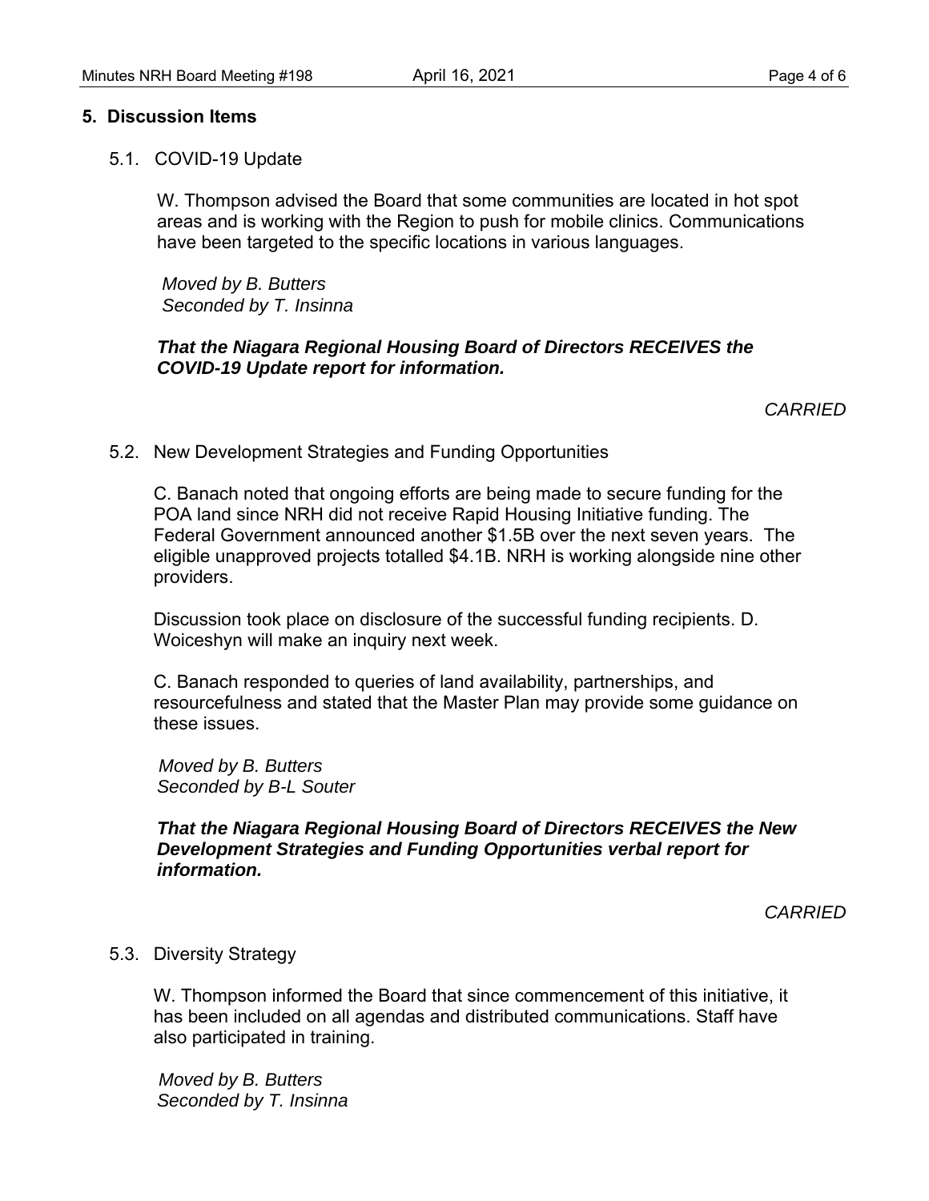## 5. Discussion Items

### 5.1. COVID-19 Update

W. Thompson advised the Board that some communities are located in hot spot areas and is working with the Region to push for mobile clinics. Communications have been targeted to the specific locations in various languages.

*Moved by B. Butters*
*Seconded by T. Insinna*

***That the Niagara Regional Housing Board of Directors RECEIVES the COVID-19 Update report for information.***

*CARRIED*

### 5.2. New Development Strategies and Funding Opportunities

C. Banach noted that ongoing efforts are being made to secure funding for the POA land since NRH did not receive Rapid Housing Initiative funding. The Federal Government announced another $1.5B over the next seven years. The eligible unapproved projects totalled $4.1B. NRH is working alongside nine other providers.

Discussion took place on disclosure of the successful funding recipients. D. Woiceshyn will make an inquiry next week.

C. Banach responded to queries of land availability, partnerships, and resourcefulness and stated that the Master Plan may provide some guidance on these issues.

*Moved by B. Butters*
*Seconded by B-L Souter*

***That the Niagara Regional Housing Board of Directors RECEIVES the New Development Strategies and Funding Opportunities verbal report for information.***

*CARRIED*

### 5.3. Diversity Strategy

W. Thompson informed the Board that since commencement of this initiative, it has been included on all agendas and distributed communications. Staff have also participated in training.

*Moved by B. Butters*
*Seconded by T. Insinna*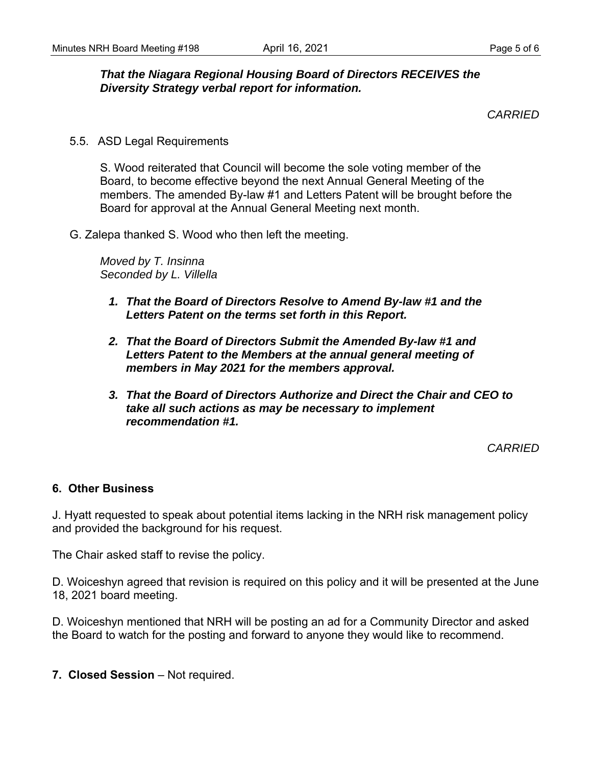***That the Niagara Regional Housing Board of Directors RECEIVES the Diversity Strategy verbal report for information.***

*CARRIED*

5.5. ASD Legal Requirements

S. Wood reiterated that Council will become the sole voting member of the Board, to become effective beyond the next Annual General Meeting of the members. The amended By-law #1 and Letters Patent will be brought before the Board for approval at the Annual General Meeting next month.

G. Zalepa thanked S. Wood who then left the meeting.

*Moved by T. Insinna*
*Seconded by L. Villella*

1. ***That the Board of Directors Resolve to Amend By-law #1 and the Letters Patent on the terms set forth in this Report.***

2. ***That the Board of Directors Submit the Amended By-law #1 and Letters Patent to the Members at the annual general meeting of members in May 2021 for the members approval.***

3. ***That the Board of Directors Authorize and Direct the Chair and CEO to take all such actions as may be necessary to implement recommendation #1.***

*CARRIED*

## 6. Other Business

J. Hyatt requested to speak about potential items lacking in the NRH risk management policy and provided the background for his request.

The Chair asked staff to revise the policy.

D. Woiceshyn agreed that revision is required on this policy and it will be presented at the June 18, 2021 board meeting.

D. Woiceshyn mentioned that NRH will be posting an ad for a Community Director and asked the Board to watch for the posting and forward to anyone they would like to recommend.

**7. Closed Session** – Not required.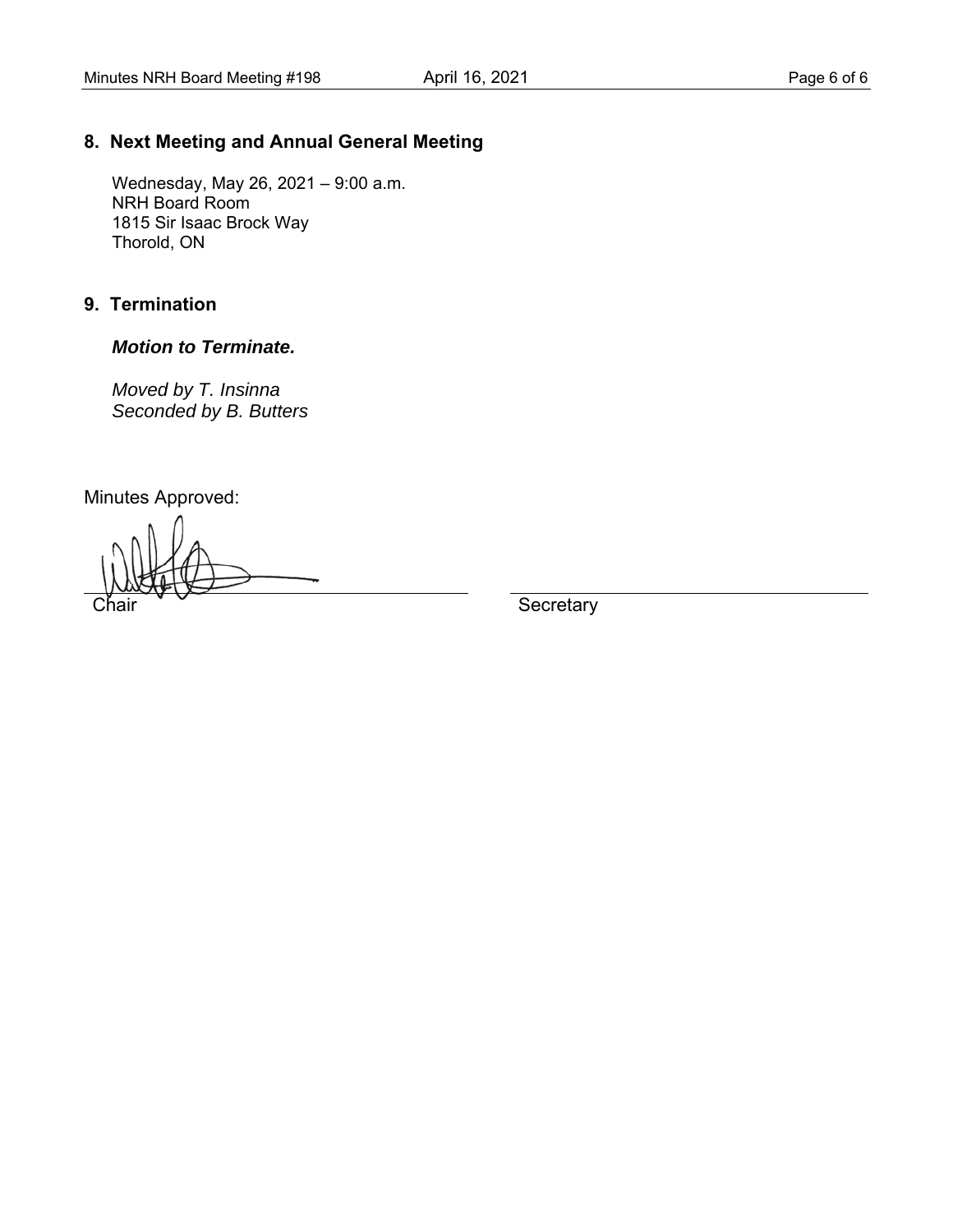## 8. Next Meeting and Annual General Meeting

Wednesday, May 26, 2021 – 9:00 a.m.
NRH Board Room
1815 Sir Isaac Brock Way
Thorold, ON

## 9. Termination

***Motion to Terminate.***

*Moved by T. Insinna*
*Seconded by B. Butters*

Minutes Approved:

Chair

Secretary